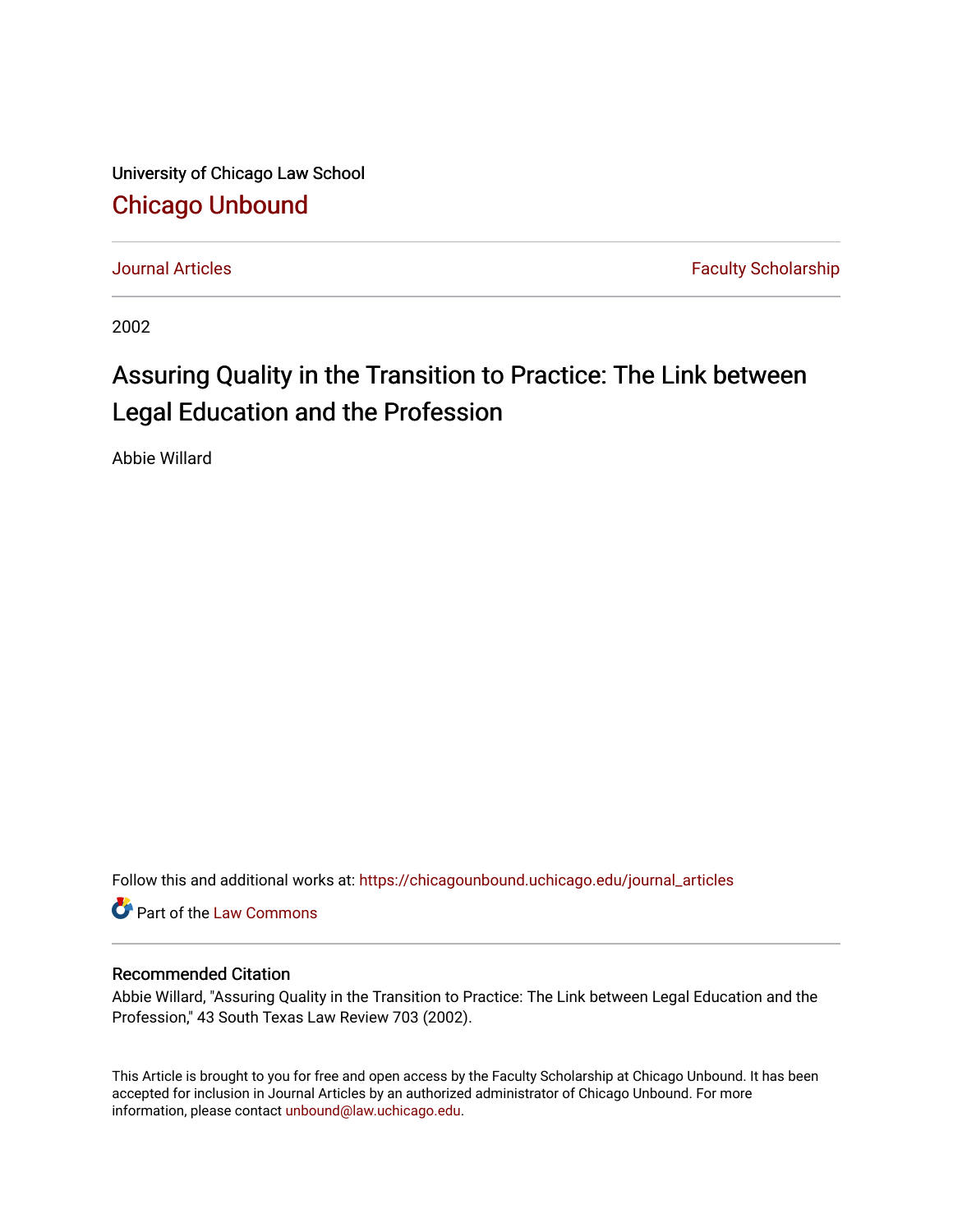University of Chicago Law School

# Chicago Unbound

Journal Articles | Faculty Scholarship

2002

# Assuring Quality in the Transition to Practice: The Link between Legal Education and the Profession

Abbie Willard

Follow this and additional works at: https://chicagounbound.uchicago.edu/journal_articles

Part of the Law Commons

## Recommended Citation

Abbie Willard, "Assuring Quality in the Transition to Practice: The Link between Legal Education and the Profession," 43 South Texas Law Review 703 (2002).

This Article is brought to you for free and open access by the Faculty Scholarship at Chicago Unbound. It has been accepted for inclusion in Journal Articles by an authorized administrator of Chicago Unbound. For more information, please contact unbound@law.uchicago.edu.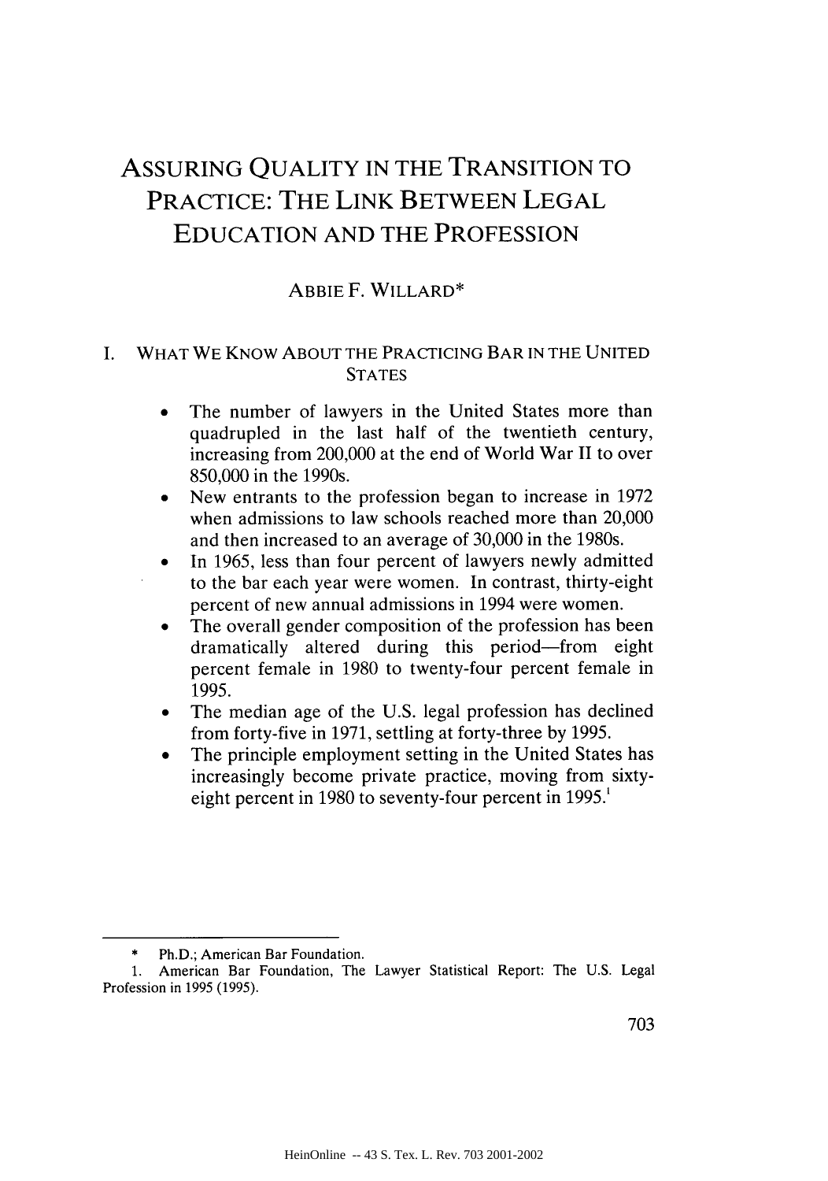# ASSURING QUALITY IN THE TRANSITION TO PRACTICE: THE LINK BETWEEN LEGAL EDUCATION AND THE PROFESSION

ABBIE F. WILLARD*

## I. WHAT WE KNOW ABOUT THE PRACTICING BAR IN THE UNITED STATES

- The number of lawyers in the United States more than quadrupled in the last half of the twentieth century, increasing from 200,000 at the end of World War II to over 850,000 in the 1990s.
- New entrants to the profession began to increase in 1972 when admissions to law schools reached more than 20,000 and then increased to an average of 30,000 in the 1980s.
- In 1965, less than four percent of lawyers newly admitted to the bar each year were women. In contrast, thirty-eight percent of new annual admissions in 1994 were women.
- The overall gender composition of the profession has been dramatically altered during this period—from eight percent female in 1980 to twenty-four percent female in 1995.
- The median age of the U.S. legal profession has declined from forty-five in 1971, settling at forty-three by 1995.
- The principle employment setting in the United States has increasingly become private practice, moving from sixty-eight percent in 1980 to seventy-four percent in 1995.[1]

---

\* Ph.D.; American Bar Foundation.

1. American Bar Foundation, The Lawyer Statistical Report: The U.S. Legal Profession in 1995 (1995).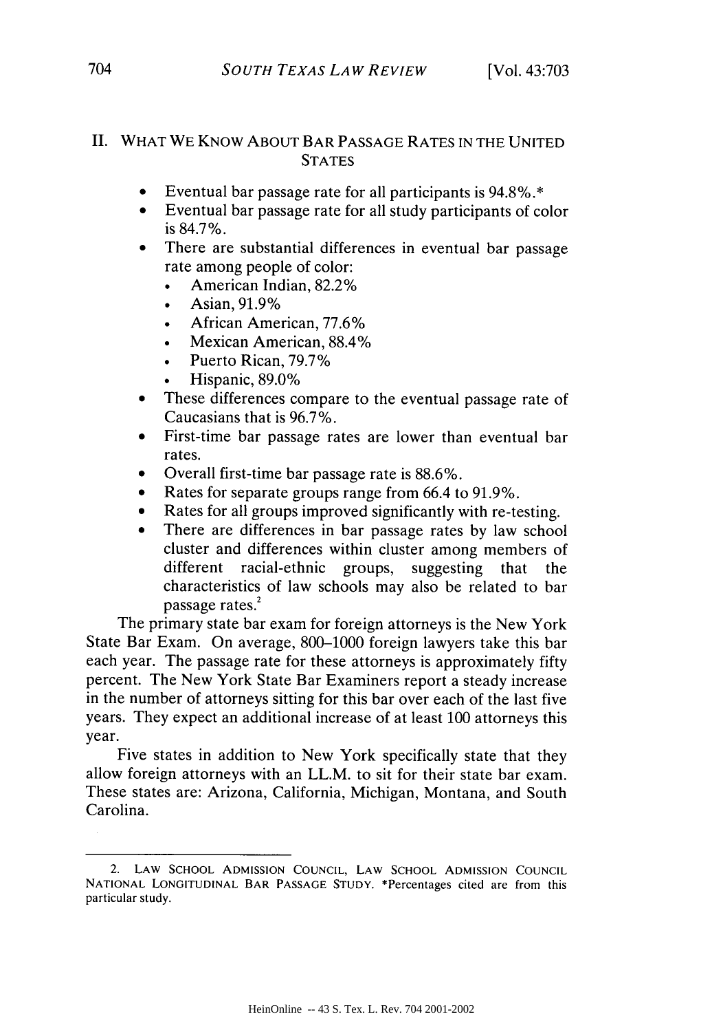## II. WHAT WE KNOW ABOUT BAR PASSAGE RATES IN THE UNITED STATES

- Eventual bar passage rate for all participants is 94.8%.*
- Eventual bar passage rate for all study participants of color is 84.7%.
- There are substantial differences in eventual bar passage rate among people of color:
  - American Indian, 82.2%
  - Asian, 91.9%
  - African American, 77.6%
  - Mexican American, 88.4%
  - Puerto Rican, 79.7%
  - Hispanic, 89.0%
- These differences compare to the eventual passage rate of Caucasians that is 96.7%.
- First-time bar passage rates are lower than eventual bar rates.
- Overall first-time bar passage rate is 88.6%.
- Rates for separate groups range from 66.4 to 91.9%.
- Rates for all groups improved significantly with re-testing.
- There are differences in bar passage rates by law school cluster and differences within cluster among members of different racial-ethnic groups, suggesting that the characteristics of law schools may also be related to bar passage rates.[2]

The primary state bar exam for foreign attorneys is the New York State Bar Exam. On average, 800–1000 foreign lawyers take this bar each year. The passage rate for these attorneys is approximately fifty percent. The New York State Bar Examiners report a steady increase in the number of attorneys sitting for this bar over each of the last five years. They expect an additional increase of at least 100 attorneys this year.

Five states in addition to New York specifically state that they allow foreign attorneys with an LL.M. to sit for their state bar exam. These states are: Arizona, California, Michigan, Montana, and South Carolina.

---

2. LAW SCHOOL ADMISSION COUNCIL, LAW SCHOOL ADMISSION COUNCIL NATIONAL LONGITUDINAL BAR PASSAGE STUDY. *Percentages cited are from this particular study.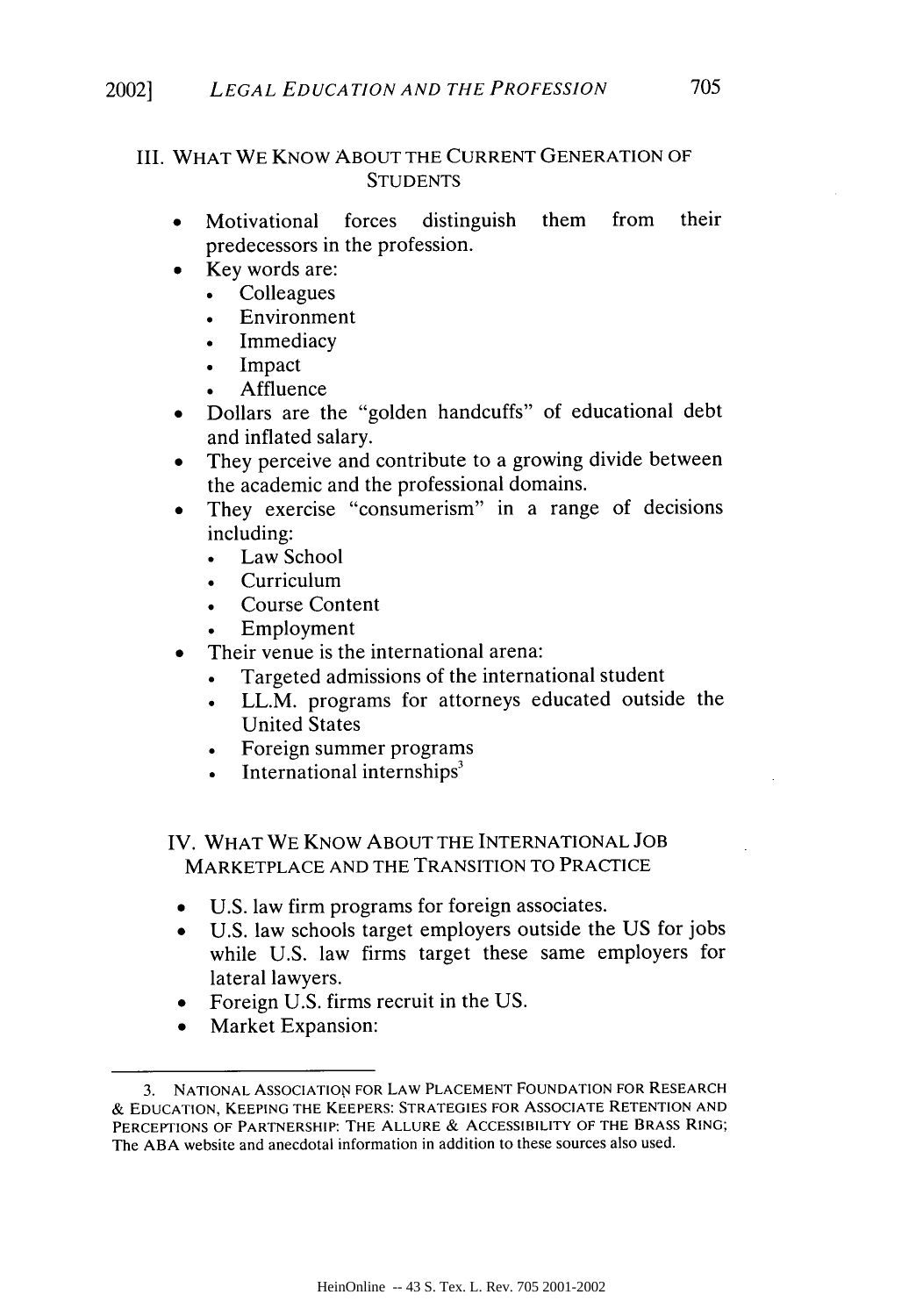## III. What We Know About the Current Generation of Students

- Motivational forces distinguish them from their predecessors in the profession.
- Key words are:
  - Colleagues
  - Environment
  - Immediacy
  - Impact
  - Affluence
- Dollars are the "golden handcuffs" of educational debt and inflated salary.
- They perceive and contribute to a growing divide between the academic and the professional domains.
- They exercise "consumerism" in a range of decisions including:
  - Law School
  - Curriculum
  - Course Content
  - Employment
- Their venue is the international arena:
  - Targeted admissions of the international student
  - LL.M. programs for attorneys educated outside the United States
  - Foreign summer programs
  - International internships[3]

## IV. What We Know About the International Job Marketplace and the Transition to Practice

- U.S. law firm programs for foreign associates.
- U.S. law schools target employers outside the US for jobs while U.S. law firms target these same employers for lateral lawyers.
- Foreign U.S. firms recruit in the US.
- Market Expansion:

---

3. NATIONAL ASSOCIATION FOR LAW PLACEMENT FOUNDATION FOR RESEARCH & EDUCATION, KEEPING THE KEEPERS: STRATEGIES FOR ASSOCIATE RETENTION AND PERCEPTIONS OF PARTNERSHIP: THE ALLURE & ACCESSIBILITY OF THE BRASS RING; The ABA website and anecdotal information in addition to these sources also used.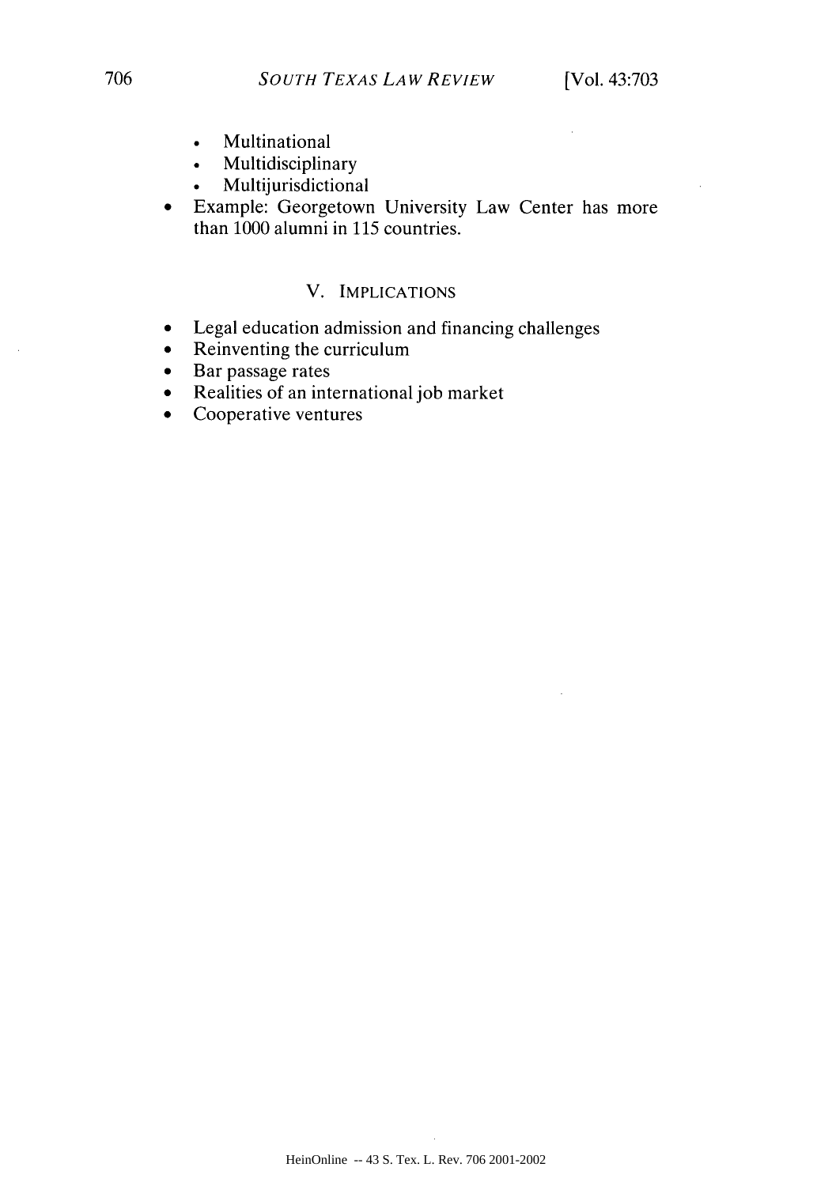- Multinational
- Multidisciplinary
- Multijurisdictional
- Example: Georgetown University Law Center has more than 1000 alumni in 115 countries.

## V. IMPLICATIONS

- Legal education admission and financing challenges
- Reinventing the curriculum
- Bar passage rates
- Realities of an international job market
- Cooperative ventures